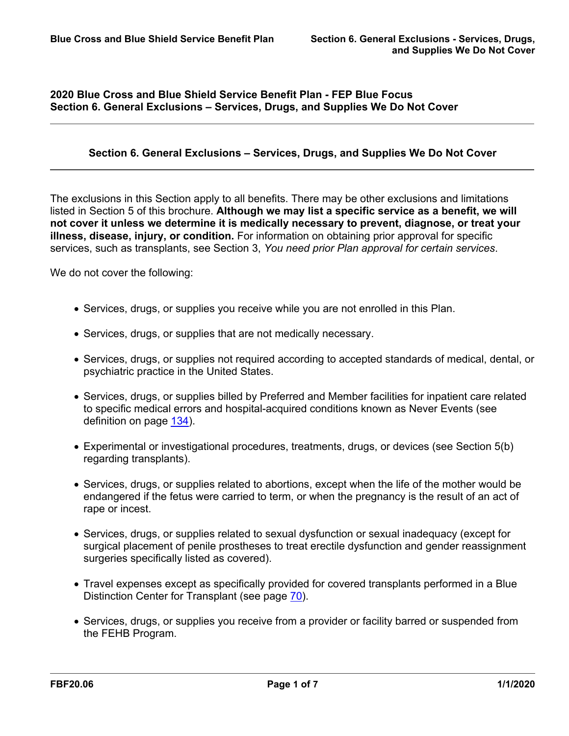## 2020 Blue Cross and Blue Shield Service Benefit Plan - FEP Blue Focus
## Section 6. General Exclusions – Services, Drugs, and Supplies We Do Not Cover

---

### Section 6. General Exclusions – Services, Drugs, and Supplies We Do Not Cover

---

The exclusions in this Section apply to all benefits. There may be other exclusions and limitations listed in Section 5 of this brochure. **Although we may list a specific service as a benefit, we will not cover it unless we determine it is medically necessary to prevent, diagnose, or treat your illness, disease, injury, or condition.** For information on obtaining prior approval for specific services, such as transplants, see Section 3, *You need prior Plan approval for certain services*.

We do not cover the following:

- Services, drugs, or supplies you receive while you are not enrolled in this Plan.
- Services, drugs, or supplies that are not medically necessary.
- Services, drugs, or supplies not required according to accepted standards of medical, dental, or psychiatric practice in the United States.
- Services, drugs, or supplies billed by Preferred and Member facilities for inpatient care related to specific medical errors and hospital-acquired conditions known as Never Events (see definition on page 134).
- Experimental or investigational procedures, treatments, drugs, or devices (see Section 5(b) regarding transplants).
- Services, drugs, or supplies related to abortions, except when the life of the mother would be endangered if the fetus were carried to term, or when the pregnancy is the result of an act of rape or incest.
- Services, drugs, or supplies related to sexual dysfunction or sexual inadequacy (except for surgical placement of penile prostheses to treat erectile dysfunction and gender reassignment surgeries specifically listed as covered).
- Travel expenses except as specifically provided for covered transplants performed in a Blue Distinction Center for Transplant (see page 70).
- Services, drugs, or supplies you receive from a provider or facility barred or suspended from the FEHB Program.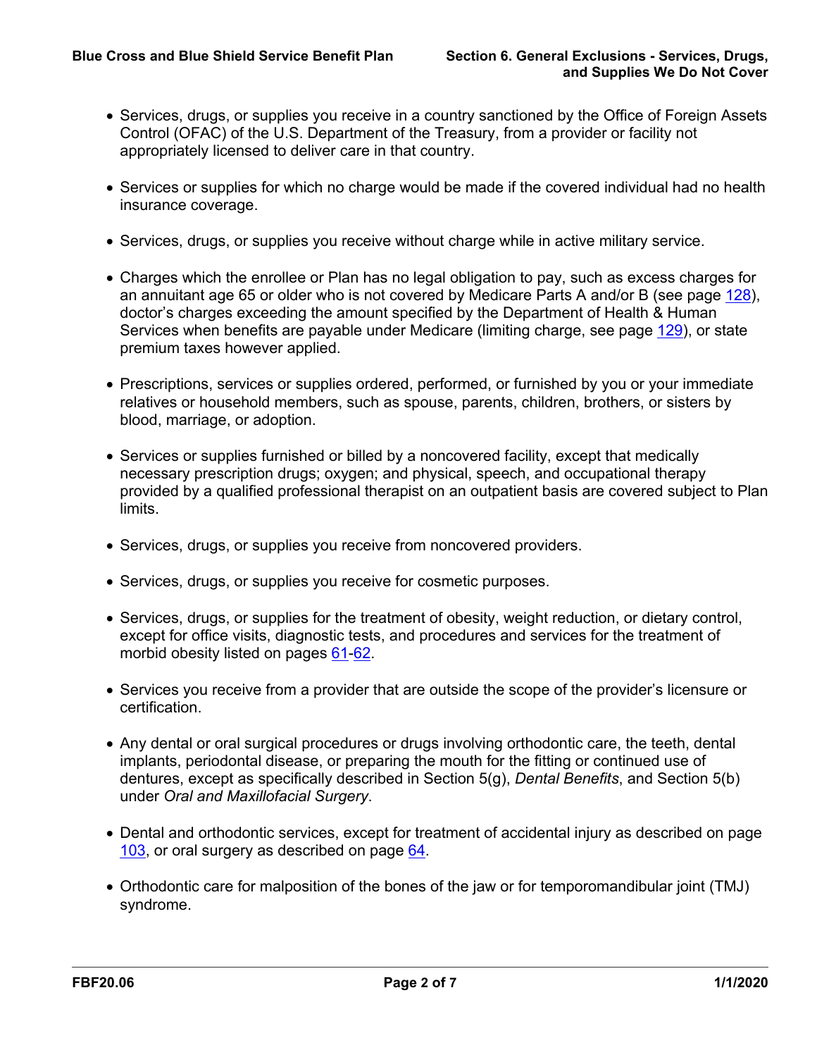- Services, drugs, or supplies you receive in a country sanctioned by the Office of Foreign Assets Control (OFAC) of the U.S. Department of the Treasury, from a provider or facility not appropriately licensed to deliver care in that country.
- Services or supplies for which no charge would be made if the covered individual had no health insurance coverage.
- Services, drugs, or supplies you receive without charge while in active military service.
- Charges which the enrollee or Plan has no legal obligation to pay, such as excess charges for an annuitant age 65 or older who is not covered by Medicare Parts A and/or B (see page 128), doctor's charges exceeding the amount specified by the Department of Health & Human Services when benefits are payable under Medicare (limiting charge, see page 129), or state premium taxes however applied.
- Prescriptions, services or supplies ordered, performed, or furnished by you or your immediate relatives or household members, such as spouse, parents, children, brothers, or sisters by blood, marriage, or adoption.
- Services or supplies furnished or billed by a noncovered facility, except that medically necessary prescription drugs; oxygen; and physical, speech, and occupational therapy provided by a qualified professional therapist on an outpatient basis are covered subject to Plan limits.
- Services, drugs, or supplies you receive from noncovered providers.
- Services, drugs, or supplies you receive for cosmetic purposes.
- Services, drugs, or supplies for the treatment of obesity, weight reduction, or dietary control, except for office visits, diagnostic tests, and procedures and services for the treatment of morbid obesity listed on pages 61-62.
- Services you receive from a provider that are outside the scope of the provider's licensure or certification.
- Any dental or oral surgical procedures or drugs involving orthodontic care, the teeth, dental implants, periodontal disease, or preparing the mouth for the fitting or continued use of dentures, except as specifically described in Section 5(g), *Dental Benefits*, and Section 5(b) under *Oral and Maxillofacial Surgery*.
- Dental and orthodontic services, except for treatment of accidental injury as described on page 103, or oral surgery as described on page 64.
- Orthodontic care for malposition of the bones of the jaw or for temporomandibular joint (TMJ) syndrome.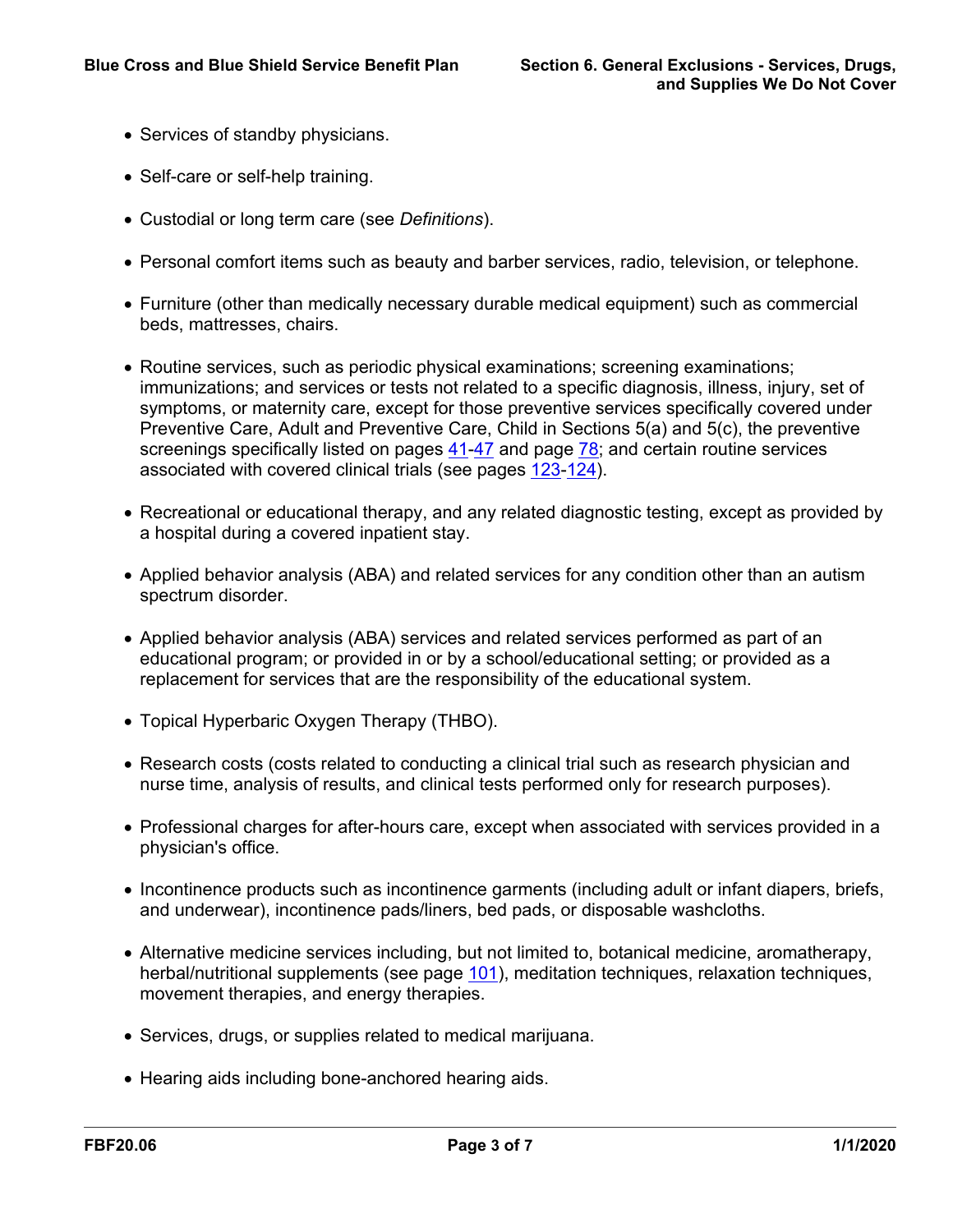- Services of standby physicians.
- Self-care or self-help training.
- Custodial or long term care (see *Definitions*).
- Personal comfort items such as beauty and barber services, radio, television, or telephone.
- Furniture (other than medically necessary durable medical equipment) such as commercial beds, mattresses, chairs.
- Routine services, such as periodic physical examinations; screening examinations; immunizations; and services or tests not related to a specific diagnosis, illness, injury, set of symptoms, or maternity care, except for those preventive services specifically covered under Preventive Care, Adult and Preventive Care, Child in Sections 5(a) and 5(c), the preventive screenings specifically listed on pages 41-47 and page 78; and certain routine services associated with covered clinical trials (see pages 123-124).
- Recreational or educational therapy, and any related diagnostic testing, except as provided by a hospital during a covered inpatient stay.
- Applied behavior analysis (ABA) and related services for any condition other than an autism spectrum disorder.
- Applied behavior analysis (ABA) services and related services performed as part of an educational program; or provided in or by a school/educational setting; or provided as a replacement for services that are the responsibility of the educational system.
- Topical Hyperbaric Oxygen Therapy (THBO).
- Research costs (costs related to conducting a clinical trial such as research physician and nurse time, analysis of results, and clinical tests performed only for research purposes).
- Professional charges for after-hours care, except when associated with services provided in a physician's office.
- Incontinence products such as incontinence garments (including adult or infant diapers, briefs, and underwear), incontinence pads/liners, bed pads, or disposable washcloths.
- Alternative medicine services including, but not limited to, botanical medicine, aromatherapy, herbal/nutritional supplements (see page 101), meditation techniques, relaxation techniques, movement therapies, and energy therapies.
- Services, drugs, or supplies related to medical marijuana.
- Hearing aids including bone-anchored hearing aids.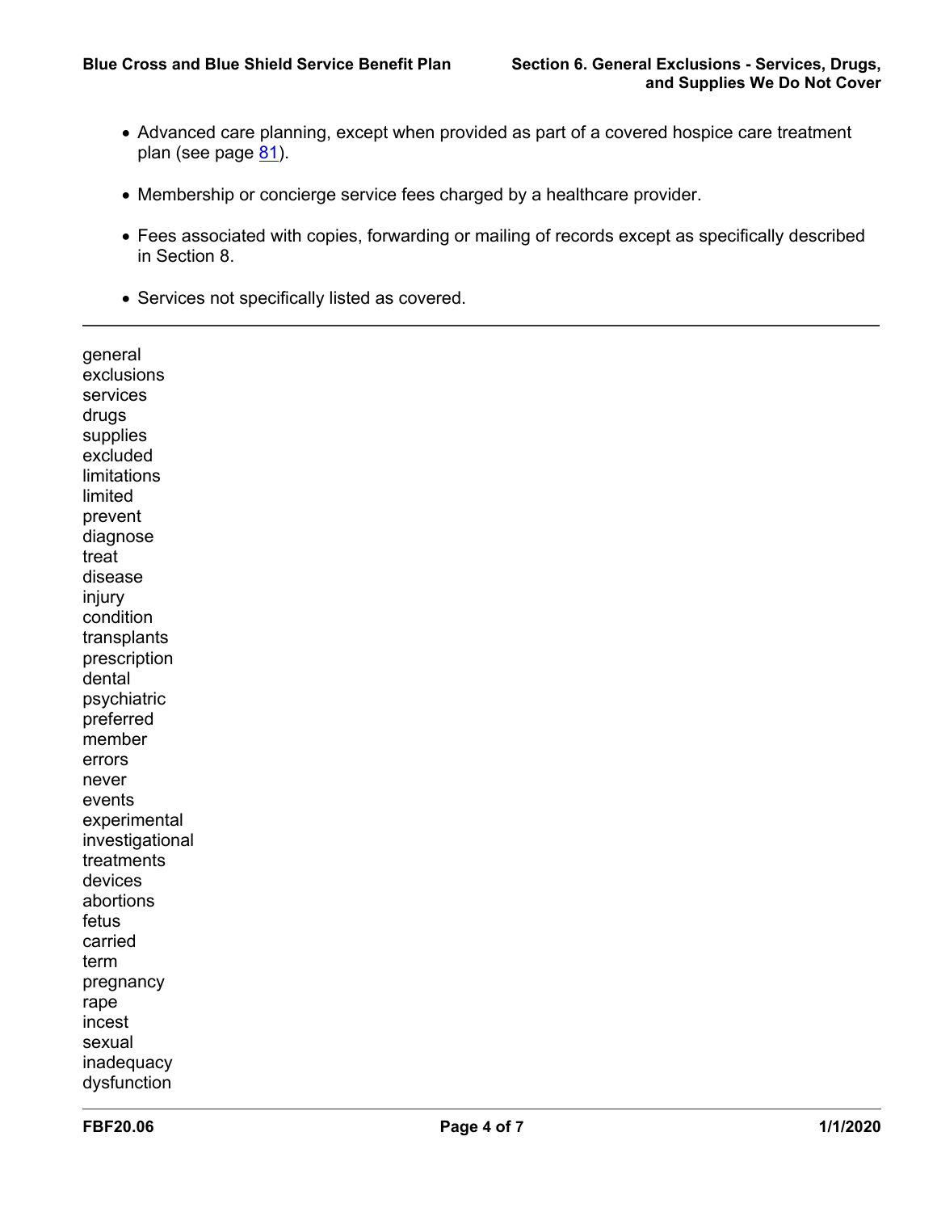- Advanced care planning, except when provided as part of a covered hospice care treatment plan (see page 81).
- Membership or concierge service fees charged by a healthcare provider.
- Fees associated with copies, forwarding or mailing of records except as specifically described in Section 8.
- Services not specifically listed as covered.

---

general
exclusions
services
drugs
supplies
excluded
limitations
limited
prevent
diagnose
treat
disease
injury
condition
transplants
prescription
dental
psychiatric
preferred
member
errors
never
events
experimental
investigational
treatments
devices
abortions
fetus
carried
term
pregnancy
rape
incest
sexual
inadequacy
dysfunction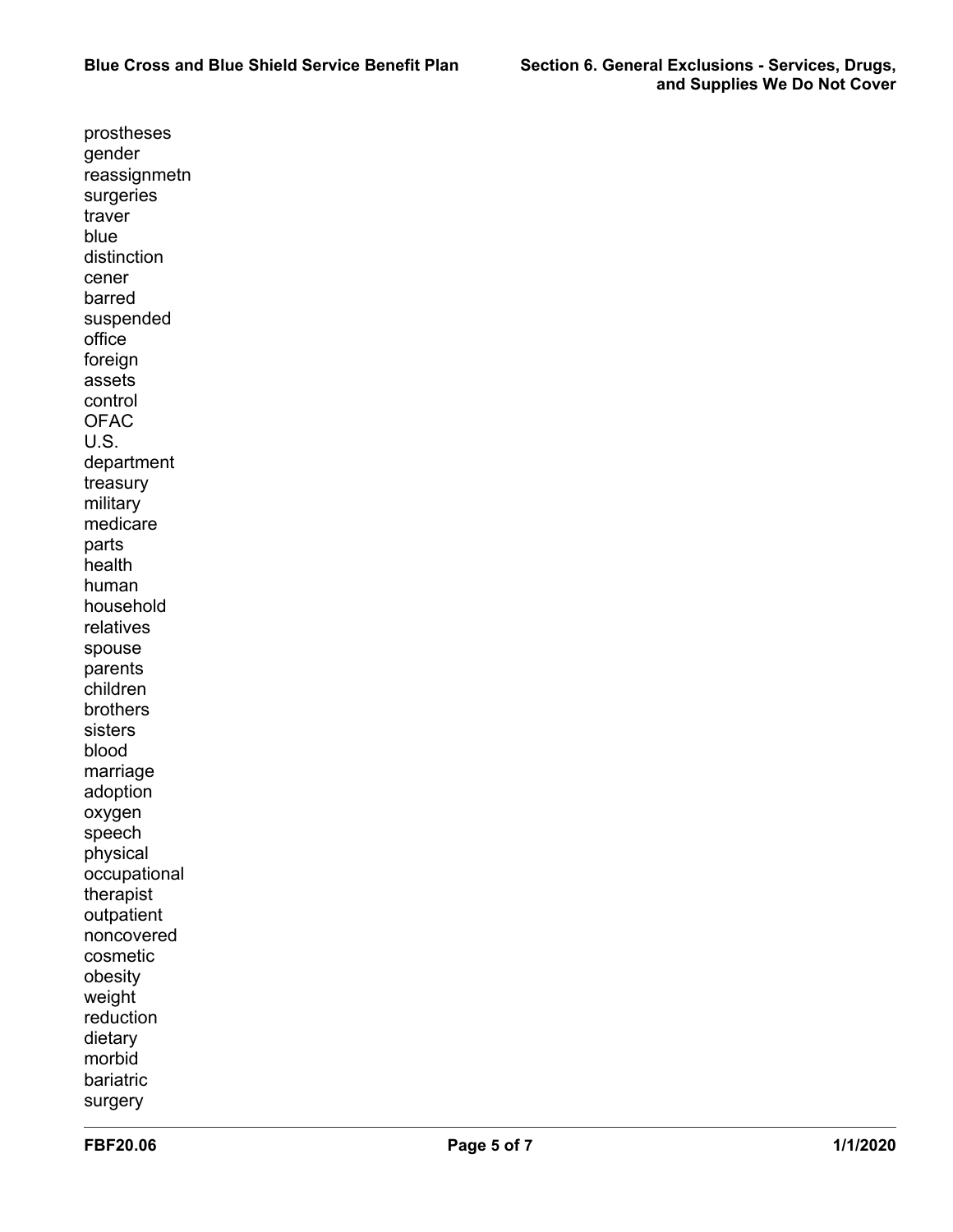prostheses
gender
reassignmetn
surgeries
traver
blue
distinction
cener
barred
suspended
office
foreign
assets
control
OFAC
U.S.
department
treasury
military
medicare
parts
health
human
household
relatives
spouse
parents
children
brothers
sisters
blood
marriage
adoption
oxygen
speech
physical
occupational
therapist
outpatient
noncovered
cosmetic
obesity
weight
reduction
dietary
morbid
bariatric
surgery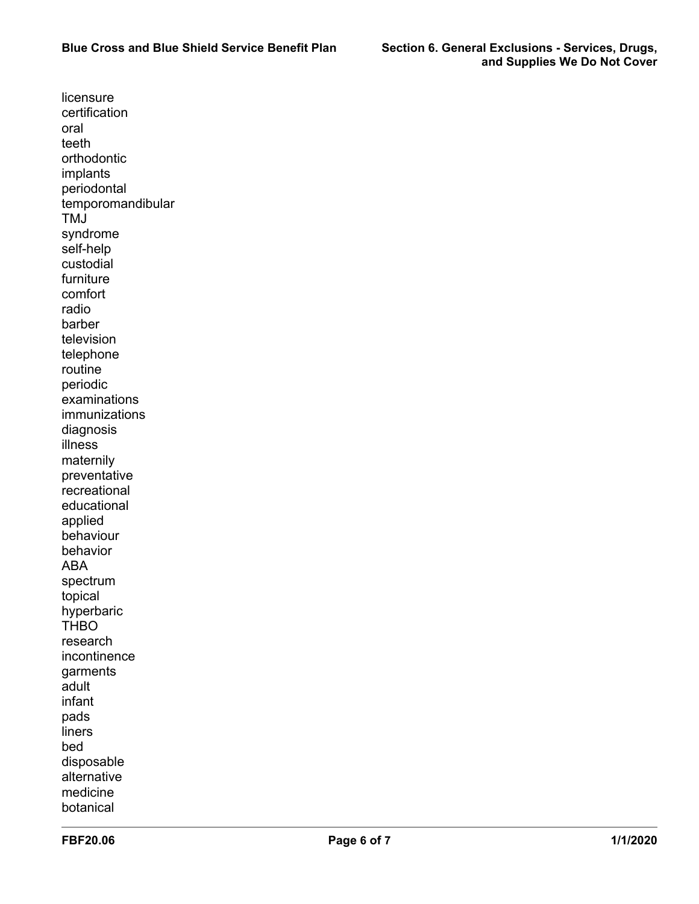licensure
certification
oral
teeth
orthodontic
implants
periodontal
temporomandibular
TMJ
syndrome
self-help
custodial
furniture
comfort
radio
barber
television
telephone
routine
periodic
examinations
immunizations
diagnosis
illness
maternily
preventative
recreational
educational
applied
behaviour
behavior
ABA
spectrum
topical
hyperbaric
THBO
research
incontinence
garments
adult
infant
pads
liners
bed
disposable
alternative
medicine
botanical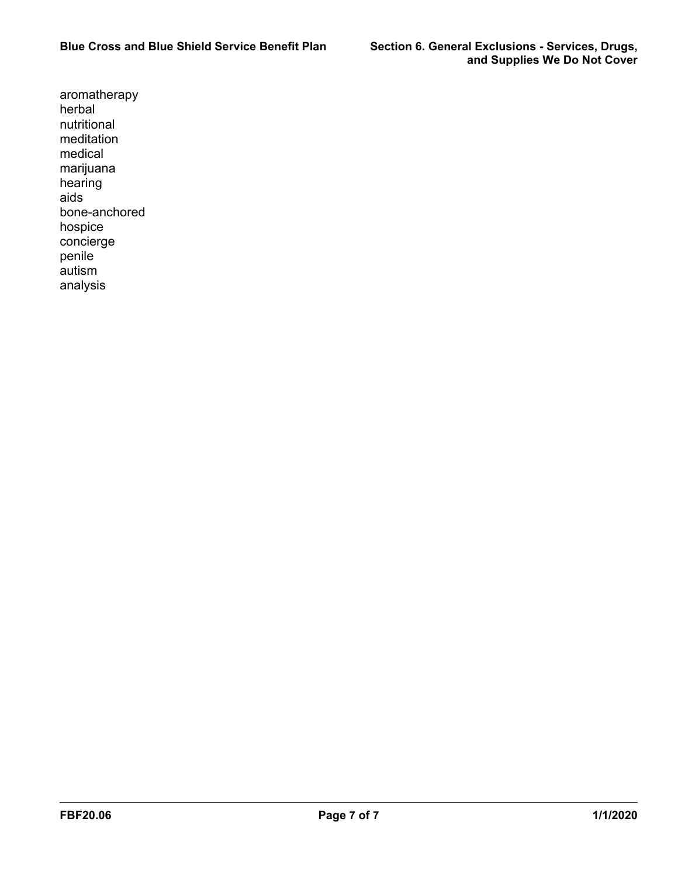aromatherapy
herbal
nutritional
meditation
medical
marijuana
hearing
aids
bone-anchored
hospice
concierge
penile
autism
analysis